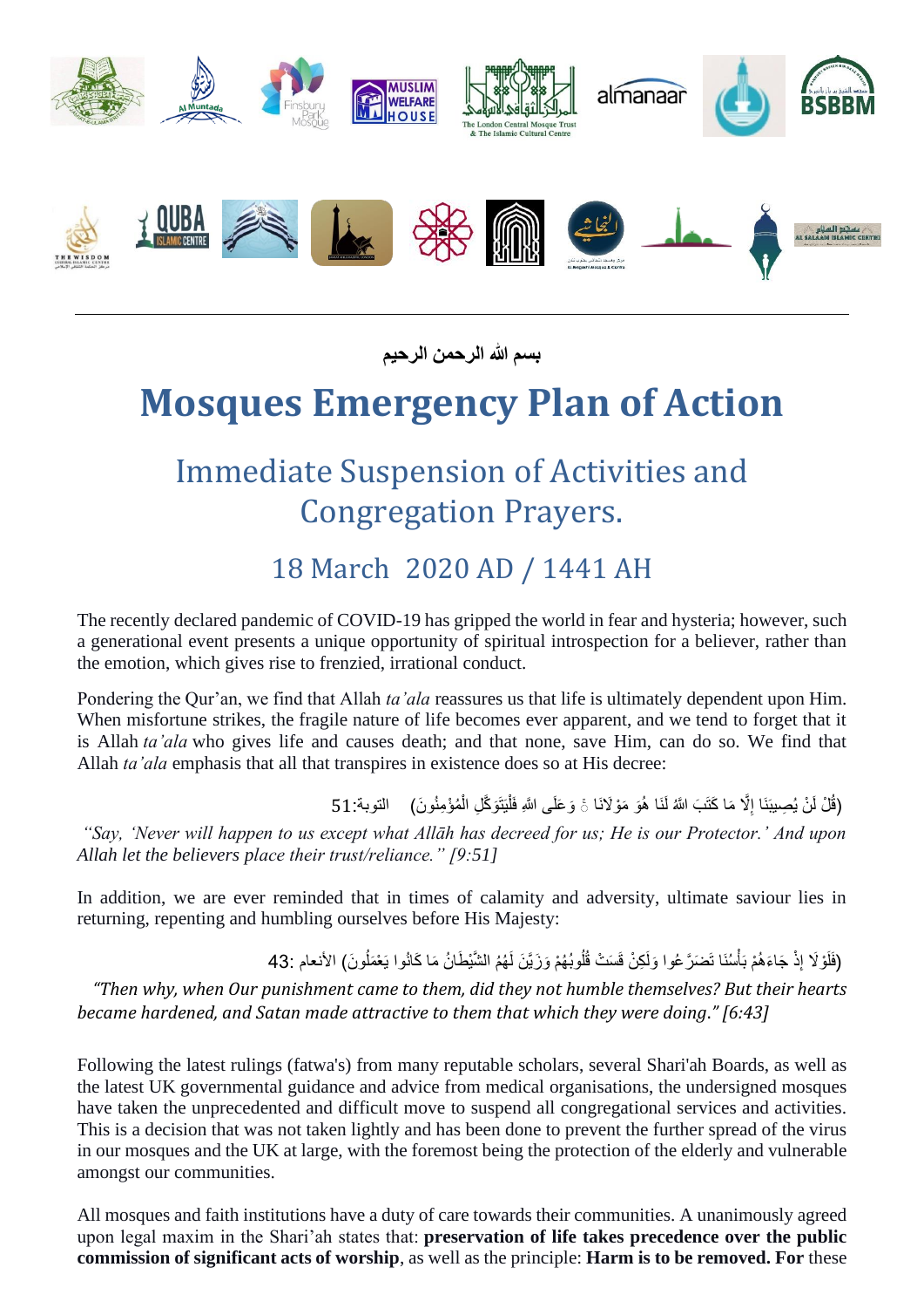بسم الله الرحمن الرحيم

# Mosques Emergency Plan of Action

## Immediate Suspension of Activities and Congregation Prayers.

## 18 March 2020 AD / 1441 AH

The recently declared pandemic of COVID-19 has gripped the world in fear and hysteria; however, such a generational event presents a unique opportunity of spiritual introspection for a believer, rather than the emotion, which gives rise to frenzied, irrational conduct.

Pondering the Qur'an, we find that Allah *ta'ala* reassures us that life is ultimately dependent upon Him. When misfortune strikes, the fragile nature of life becomes ever apparent, and we tend to forget that it is Allah *ta'ala* who gives life and causes death; and that none, save Him, can do so. We find that Allah *ta'ala* emphasis that all that transpires in existence does so at His decree:

(قُلْ لَنْ يُصِيبَنَا إِلَّا مَا كَتَبَ اللَّهُ لَنَا هُوَ مَوْلَانَا ۚ وَعَلَى اللَّهِ فَلْيَتَوَكَّلِ الْمُؤْمِنُونَ) التوبة:51

*"Say, 'Never will happen to us except what Allāh has decreed for us; He is our Protector.' And upon Allah let the believers place their trust/reliance." [9:51]*

In addition, we are ever reminded that in times of calamity and adversity, ultimate saviour lies in returning, repenting and humbling ourselves before His Majesty:

(فَلَوْلَا إِذْ جَاءَهُمْ بَأْسُنَا تَضَرَّعُوا وَلَٰكِنْ قَسَتْ قُلُوبُهُمْ وَزَيَّنَ لَهُمُ الشَّيْطَانُ مَا كَانُوا يَعْمَلُونَ) الأنعام :43

*"Then why, when Our punishment came to them, did they not humble themselves? But their hearts became hardened, and Satan made attractive to them that which they were doing." [6:43]*

Following the latest rulings (fatwa's) from many reputable scholars, several Shari'ah Boards, as well as the latest UK governmental guidance and advice from medical organisations, the undersigned mosques have taken the unprecedented and difficult move to suspend all congregational services and activities. This is a decision that was not taken lightly and has been done to prevent the further spread of the virus in our mosques and the UK at large, with the foremost being the protection of the elderly and vulnerable amongst our communities.

All mosques and faith institutions have a duty of care towards their communities. A unanimously agreed upon legal maxim in the Shari'ah states that: **preservation of life takes precedence over the public commission of significant acts of worship**, as well as the principle: **Harm is to be removed. For** these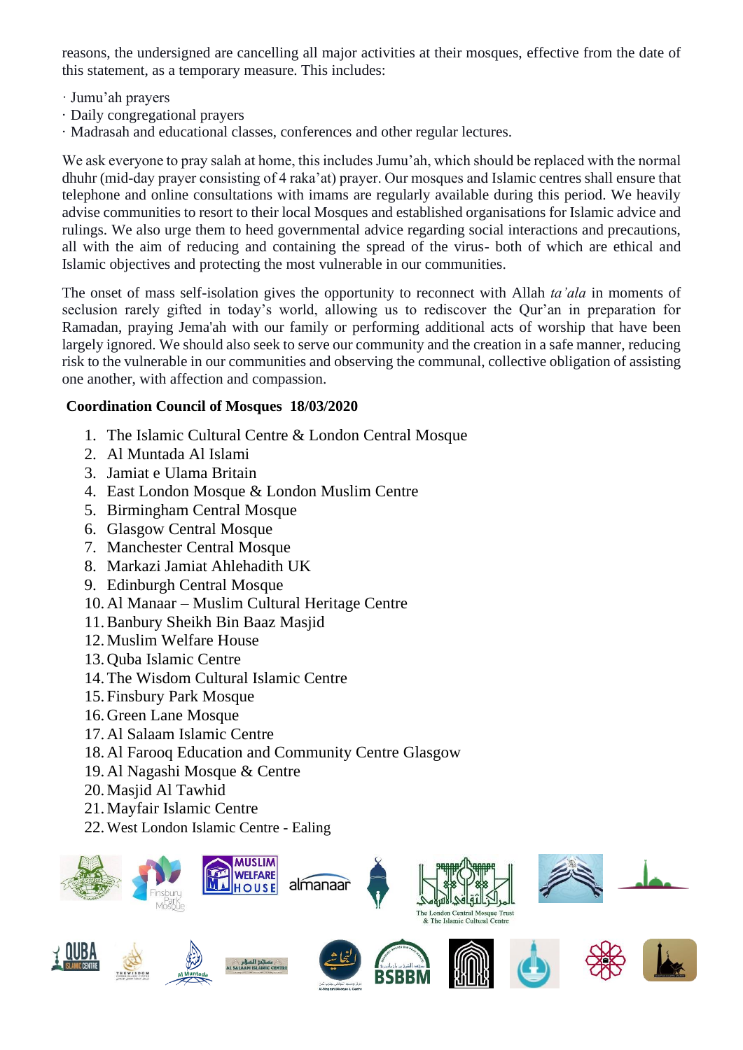reasons, the undersigned are cancelling all major activities at their mosques, effective from the date of this statement, as a temporary measure. This includes:

· Jumu'ah prayers
· Daily congregational prayers
· Madrasah and educational classes, conferences and other regular lectures.

We ask everyone to pray salah at home, this includes Jumu'ah, which should be replaced with the normal dhuhr (mid-day prayer consisting of 4 raka'at) prayer. Our mosques and Islamic centres shall ensure that telephone and online consultations with imams are regularly available during this period. We heavily advise communities to resort to their local Mosques and established organisations for Islamic advice and rulings. We also urge them to heed governmental advice regarding social interactions and precautions, all with the aim of reducing and containing the spread of the virus- both of which are ethical and Islamic objectives and protecting the most vulnerable in our communities.

The onset of mass self-isolation gives the opportunity to reconnect with Allah *ta'ala* in moments of seclusion rarely gifted in today's world, allowing us to rediscover the Qur'an in preparation for Ramadan, praying Jema'ah with our family or performing additional acts of worship that have been largely ignored. We should also seek to serve our community and the creation in a safe manner, reducing risk to the vulnerable in our communities and observing the communal, collective obligation of assisting one another, with affection and compassion.

**Coordination Council of Mosques 18/03/2020**

1. The Islamic Cultural Centre & London Central Mosque
2. Al Muntada Al Islami
3. Jamiat e Ulama Britain
4. East London Mosque & London Muslim Centre
5. Birmingham Central Mosque
6. Glasgow Central Mosque
7. Manchester Central Mosque
8. Markazi Jamiat Ahlehadith UK
9. Edinburgh Central Mosque
10. Al Manaar – Muslim Cultural Heritage Centre
11. Banbury Sheikh Bin Baaz Masjid
12. Muslim Welfare House
13. Quba Islamic Centre
14. The Wisdom Cultural Islamic Centre
15. Finsbury Park Mosque
16. Green Lane Mosque
17. Al Salaam Islamic Centre
18. Al Farooq Education and Community Centre Glasgow
19. Al Nagashi Mosque & Centre
20. Masjid Al Tawhid
21. Mayfair Islamic Centre
22. West London Islamic Centre - Ealing